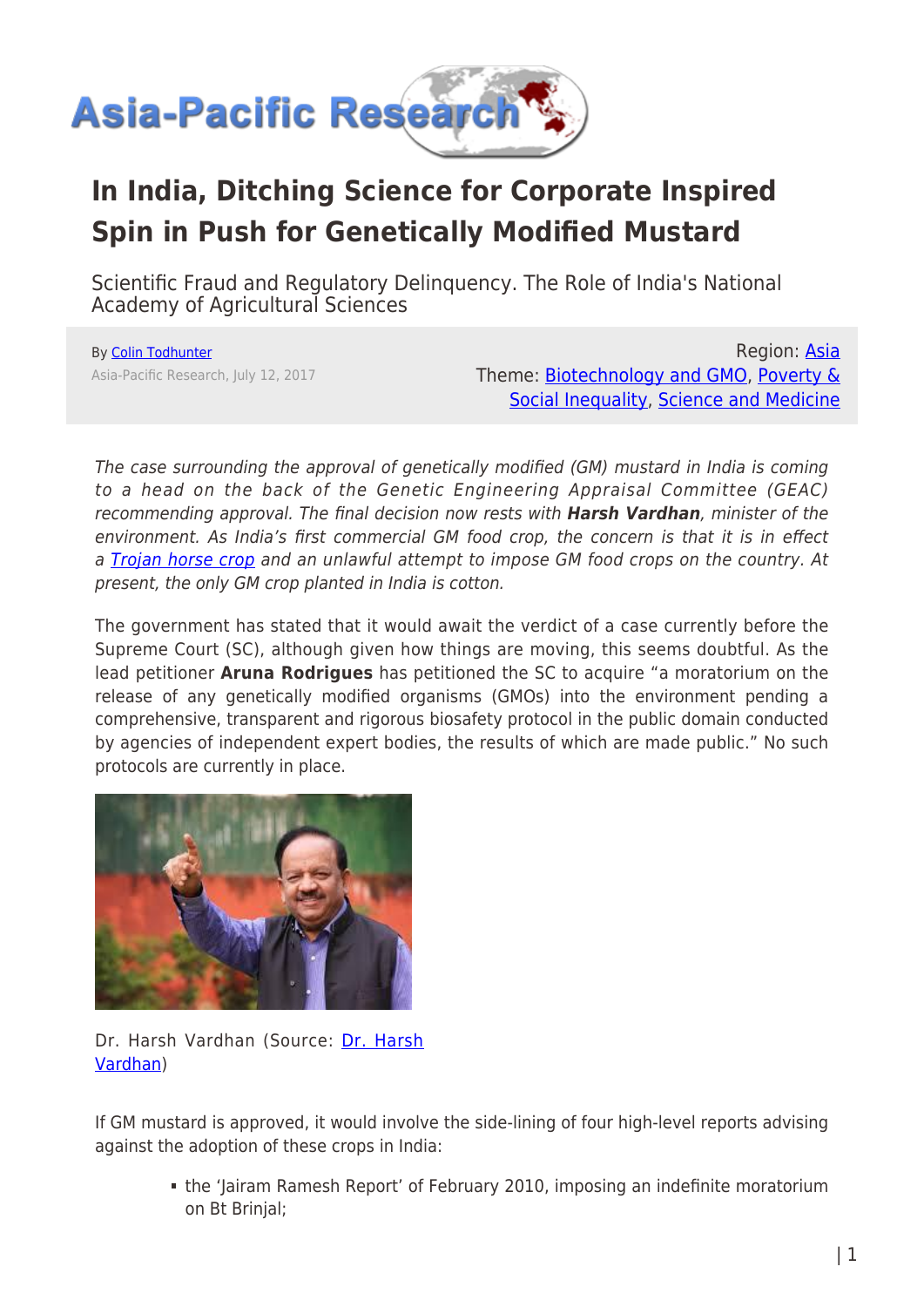# In India, Ditching Science for Corporate Inspired Spin in Push for Genetically Modified Mustard

Scientific Fraud and Regulatory Delinquency. The Role of India's National Academy of Agricultural Sciences

By Colin Todhunter
Asia-Pacific Research, July 12, 2017

Region: Asia
Theme: Biotechnology and GMO, Poverty & Social Inequality, Science and Medicine

*The case surrounding the approval of genetically modified (GM) mustard in India is coming to a head on the back of the Genetic Engineering Appraisal Committee (GEAC) recommending approval. The final decision now rests with **Harsh Vardhan**, minister of the environment. As India's first commercial GM food crop, the concern is that it is in effect a Trojan horse crop and an unlawful attempt to impose GM food crops on the country. At present, the only GM crop planted in India is cotton.*

The government has stated that it would await the verdict of a case currently before the Supreme Court (SC), although given how things are moving, this seems doubtful. As the lead petitioner **Aruna Rodrigues** has petitioned the SC to acquire "a moratorium on the release of any genetically modified organisms (GMOs) into the environment pending a comprehensive, transparent and rigorous biosafety protocol in the public domain conducted by agencies of independent expert bodies, the results of which are made public." No such protocols are currently in place.

Dr. Harsh Vardhan (Source: Dr. Harsh Vardhan)

If GM mustard is approved, it would involve the side-lining of four high-level reports advising against the adoption of these crops in India:

- the 'Jairam Ramesh Report' of February 2010, imposing an indefinite moratorium on Bt Brinjal;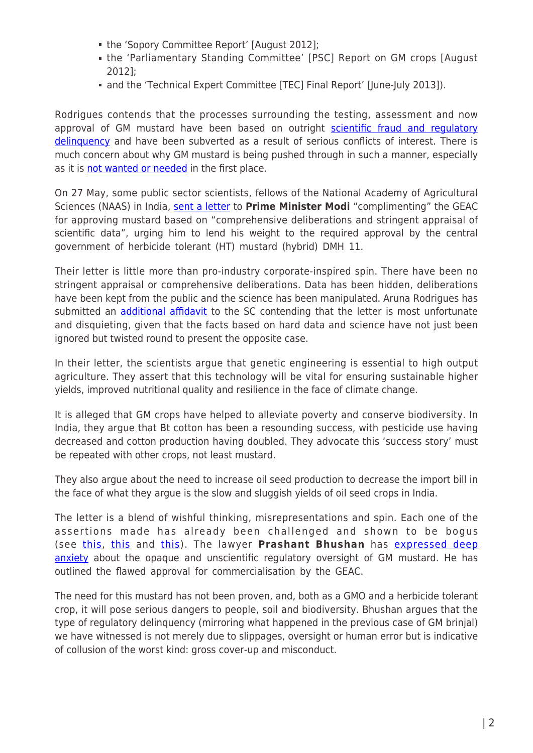- the 'Sopory Committee Report' [August 2012];
- the 'Parliamentary Standing Committee' [PSC] Report on GM crops [August 2012];
- and the 'Technical Expert Committee [TEC] Final Report' [June-July 2013]).

Rodrigues contends that the processes surrounding the testing, assessment and now approval of GM mustard have been based on outright scientific fraud and regulatory delinquency and have been subverted as a result of serious conflicts of interest. There is much concern about why GM mustard is being pushed through in such a manner, especially as it is not wanted or needed in the first place.

On 27 May, some public sector scientists, fellows of the National Academy of Agricultural Sciences (NAAS) in India, sent a letter to **Prime Minister Modi** "complimenting" the GEAC for approving mustard based on "comprehensive deliberations and stringent appraisal of scientific data", urging him to lend his weight to the required approval by the central government of herbicide tolerant (HT) mustard (hybrid) DMH 11.

Their letter is little more than pro-industry corporate-inspired spin. There have been no stringent appraisal or comprehensive deliberations. Data has been hidden, deliberations have been kept from the public and the science has been manipulated. Aruna Rodrigues has submitted an additional affidavit to the SC contending that the letter is most unfortunate and disquieting, given that the facts based on hard data and science have not just been ignored but twisted round to present the opposite case.

In their letter, the scientists argue that genetic engineering is essential to high output agriculture. They assert that this technology will be vital for ensuring sustainable higher yields, improved nutritional quality and resilience in the face of climate change.

It is alleged that GM crops have helped to alleviate poverty and conserve biodiversity. In India, they argue that Bt cotton has been a resounding success, with pesticide use having decreased and cotton production having doubled. They advocate this 'success story' must be repeated with other crops, not least mustard.

They also argue about the need to increase oil seed production to decrease the import bill in the face of what they argue is the slow and sluggish yields of oil seed crops in India.

The letter is a blend of wishful thinking, misrepresentations and spin. Each one of the assertions made has already been challenged and shown to be bogus (see this, this and this). The lawyer **Prashant Bhushan** has expressed deep anxiety about the opaque and unscientific regulatory oversight of GM mustard. He has outlined the flawed approval for commercialisation by the GEAC.

The need for this mustard has not been proven, and, both as a GMO and a herbicide tolerant crop, it will pose serious dangers to people, soil and biodiversity. Bhushan argues that the type of regulatory delinquency (mirroring what happened in the previous case of GM brinjal) we have witnessed is not merely due to slippages, oversight or human error but is indicative of collusion of the worst kind: gross cover-up and misconduct.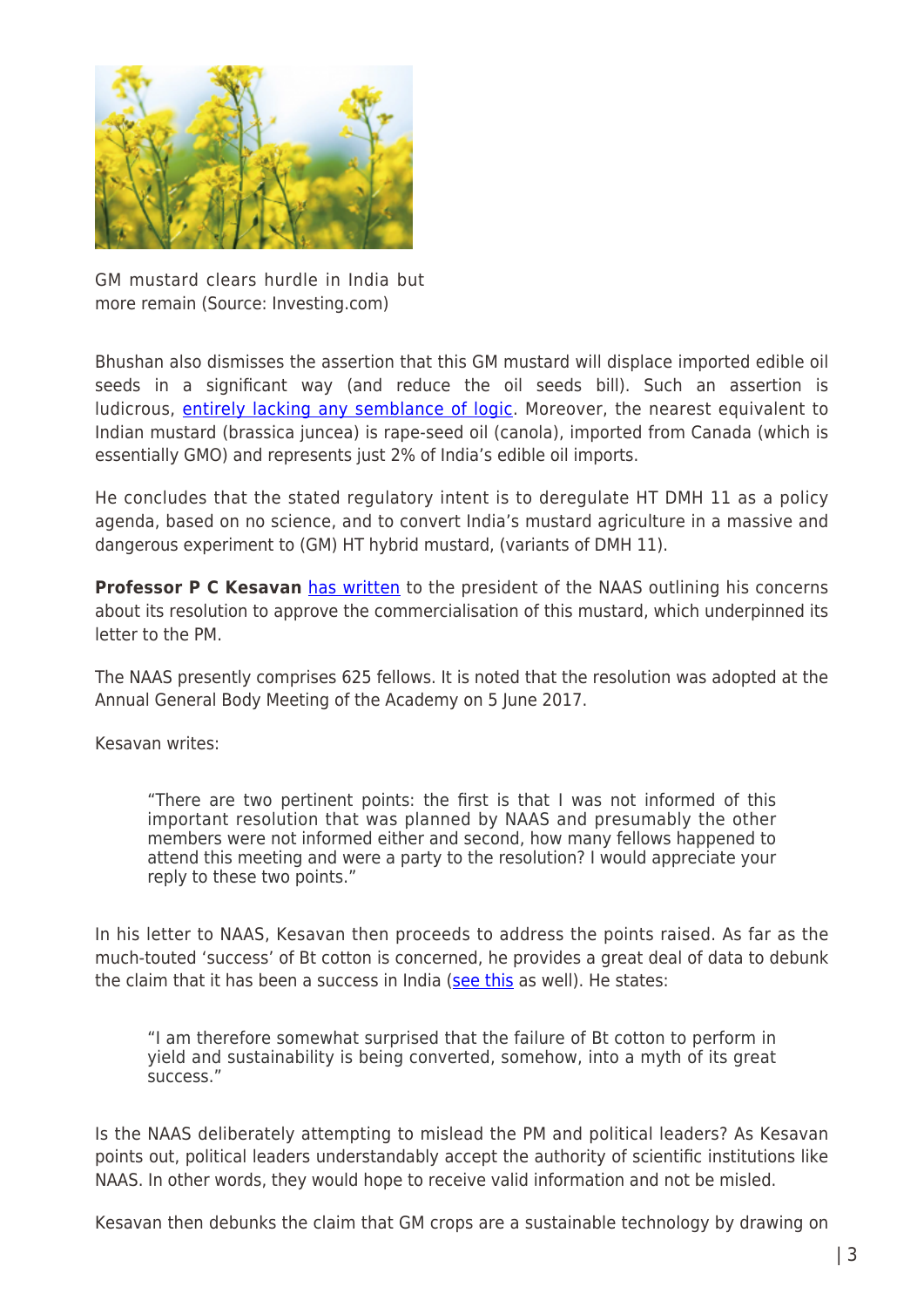GM mustard clears hurdle in India but more remain (Source: Investing.com)

Bhushan also dismisses the assertion that this GM mustard will displace imported edible oil seeds in a significant way (and reduce the oil seeds bill). Such an assertion is ludicrous, entirely lacking any semblance of logic. Moreover, the nearest equivalent to Indian mustard (brassica juncea) is rape-seed oil (canola), imported from Canada (which is essentially GMO) and represents just 2% of India's edible oil imports.

He concludes that the stated regulatory intent is to deregulate HT DMH 11 as a policy agenda, based on no science, and to convert India's mustard agriculture in a massive and dangerous experiment to (GM) HT hybrid mustard, (variants of DMH 11).

**Professor P C Kesavan** has written to the president of the NAAS outlining his concerns about its resolution to approve the commercialisation of this mustard, which underpinned its letter to the PM.

The NAAS presently comprises 625 fellows. It is noted that the resolution was adopted at the Annual General Body Meeting of the Academy on 5 June 2017.

Kesavan writes:

> "There are two pertinent points: the first is that I was not informed of this important resolution that was planned by NAAS and presumably the other members were not informed either and second, how many fellows happened to attend this meeting and were a party to the resolution? I would appreciate your reply to these two points."

In his letter to NAAS, Kesavan then proceeds to address the points raised. As far as the much-touted 'success' of Bt cotton is concerned, he provides a great deal of data to debunk the claim that it has been a success in India (see this as well). He states:

> "I am therefore somewhat surprised that the failure of Bt cotton to perform in yield and sustainability is being converted, somehow, into a myth of its great success."

Is the NAAS deliberately attempting to mislead the PM and political leaders? As Kesavan points out, political leaders understandably accept the authority of scientific institutions like NAAS. In other words, they would hope to receive valid information and not be misled.

Kesavan then debunks the claim that GM crops are a sustainable technology by drawing on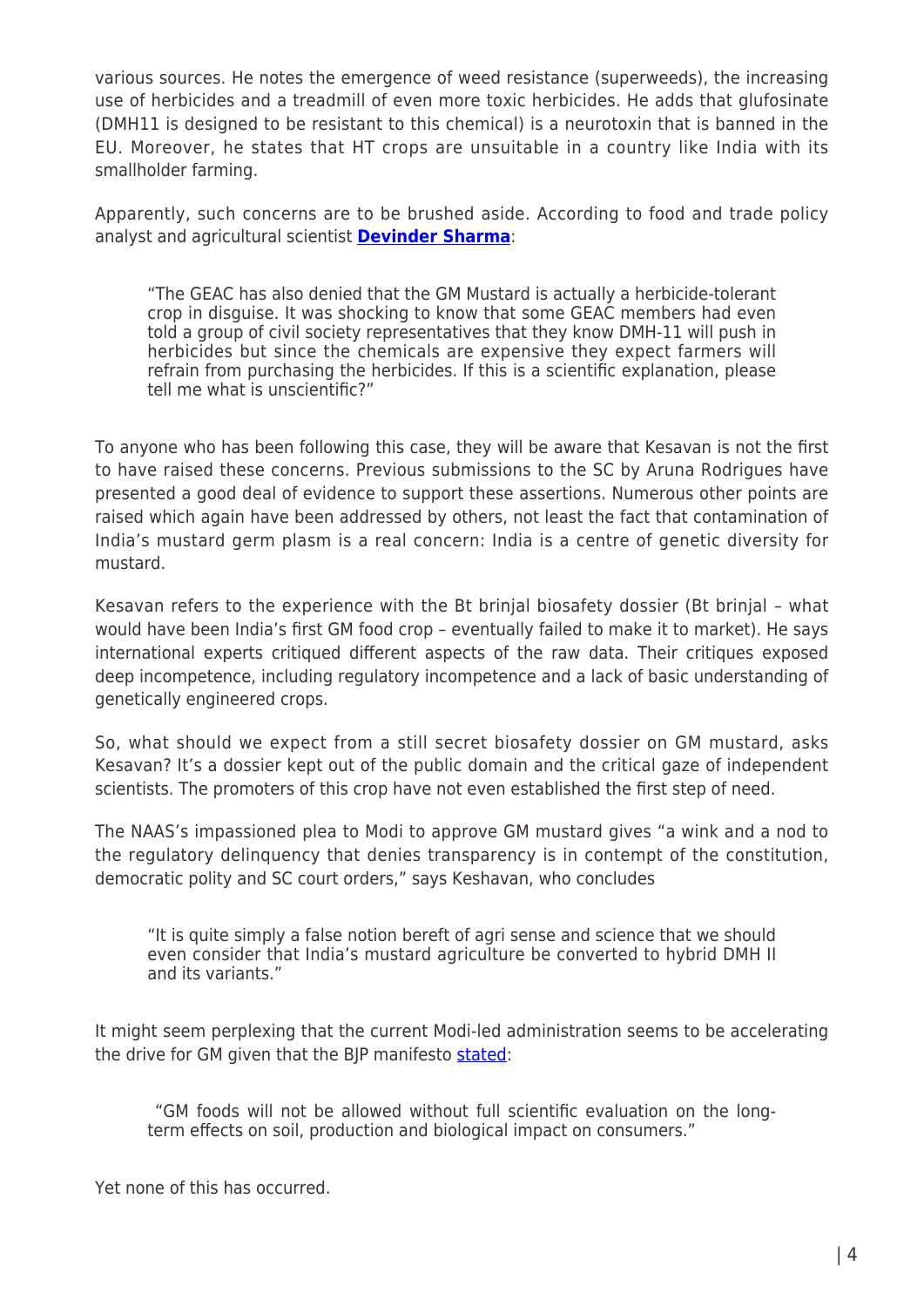various sources. He notes the emergence of weed resistance (superweeds), the increasing use of herbicides and a treadmill of even more toxic herbicides. He adds that glufosinate (DMH11 is designed to be resistant to this chemical) is a neurotoxin that is banned in the EU. Moreover, he states that HT crops are unsuitable in a country like India with its smallholder farming.

Apparently, such concerns are to be brushed aside. According to food and trade policy analyst and agricultural scientist **[Devinder Sharma](#)**:

> "The GEAC has also denied that the GM Mustard is actually a herbicide-tolerant crop in disguise. It was shocking to know that some GEAC members had even told a group of civil society representatives that they know DMH-11 will push in herbicides but since the chemicals are expensive they expect farmers will refrain from purchasing the herbicides. If this is a scientific explanation, please tell me what is unscientific?"

To anyone who has been following this case, they will be aware that Kesavan is not the first to have raised these concerns. Previous submissions to the SC by Aruna Rodrigues have presented a good deal of evidence to support these assertions. Numerous other points are raised which again have been addressed by others, not least the fact that contamination of India's mustard germ plasm is a real concern: India is a centre of genetic diversity for mustard.

Kesavan refers to the experience with the Bt brinjal biosafety dossier (Bt brinjal – what would have been India's first GM food crop – eventually failed to make it to market). He says international experts critiqued different aspects of the raw data. Their critiques exposed deep incompetence, including regulatory incompetence and a lack of basic understanding of genetically engineered crops.

So, what should we expect from a still secret biosafety dossier on GM mustard, asks Kesavan? It's a dossier kept out of the public domain and the critical gaze of independent scientists. The promoters of this crop have not even established the first step of need.

The NAAS's impassioned plea to Modi to approve GM mustard gives "a wink and a nod to the regulatory delinquency that denies transparency is in contempt of the constitution, democratic polity and SC court orders," says Keshavan, who concludes

> "It is quite simply a false notion bereft of agri sense and science that we should even consider that India's mustard agriculture be converted to hybrid DMH II and its variants."

It might seem perplexing that the current Modi-led administration seems to be accelerating the drive for GM given that the BJP manifesto [stated](#):

> "GM foods will not be allowed without full scientific evaluation on the long-term effects on soil, production and biological impact on consumers."

Yet none of this has occurred.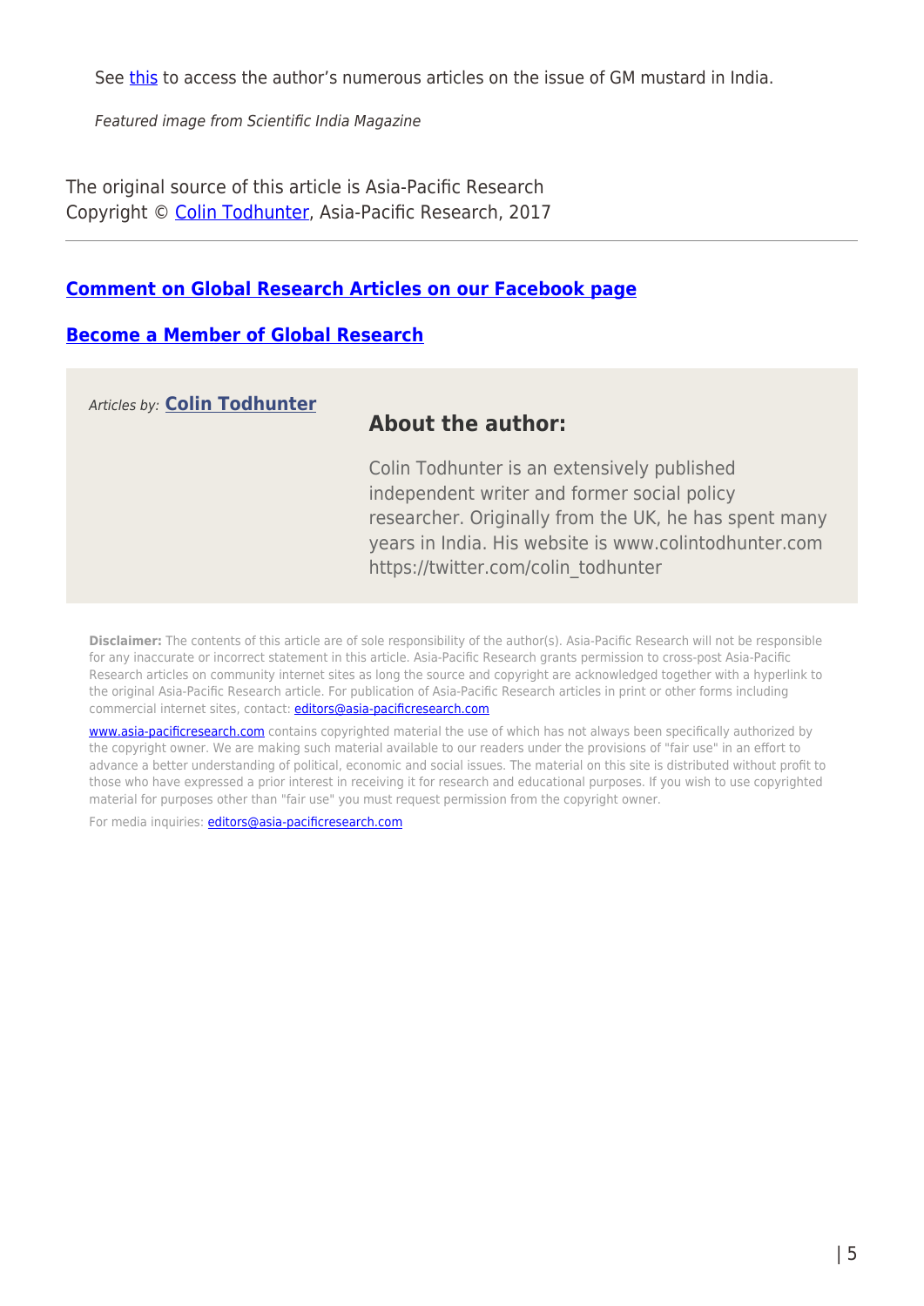See this to access the author's numerous articles on the issue of GM mustard in India.

*Featured image from Scientific India Magazine*

The original source of this article is Asia-Pacific Research
Copyright © Colin Todhunter, Asia-Pacific Research, 2017

---

**Comment on Global Research Articles on our Facebook page**

**Become a Member of Global Research**

*Articles by:* **Colin Todhunter**

## About the author:

Colin Todhunter is an extensively published independent writer and former social policy researcher. Originally from the UK, he has spent many years in India. His website is www.colintodhunter.com https://twitter.com/colin_todhunter

**Disclaimer:** The contents of this article are of sole responsibility of the author(s). Asia-Pacific Research will not be responsible for any inaccurate or incorrect statement in this article. Asia-Pacific Research grants permission to cross-post Asia-Pacific Research articles on community internet sites as long the source and copyright are acknowledged together with a hyperlink to the original Asia-Pacific Research article. For publication of Asia-Pacific Research articles in print or other forms including commercial internet sites, contact: editors@asia-pacificresearch.com

www.asia-pacificresearch.com contains copyrighted material the use of which has not always been specifically authorized by the copyright owner. We are making such material available to our readers under the provisions of "fair use" in an effort to advance a better understanding of political, economic and social issues. The material on this site is distributed without profit to those who have expressed a prior interest in receiving it for research and educational purposes. If you wish to use copyrighted material for purposes other than "fair use" you must request permission from the copyright owner.

For media inquiries: editors@asia-pacificresearch.com